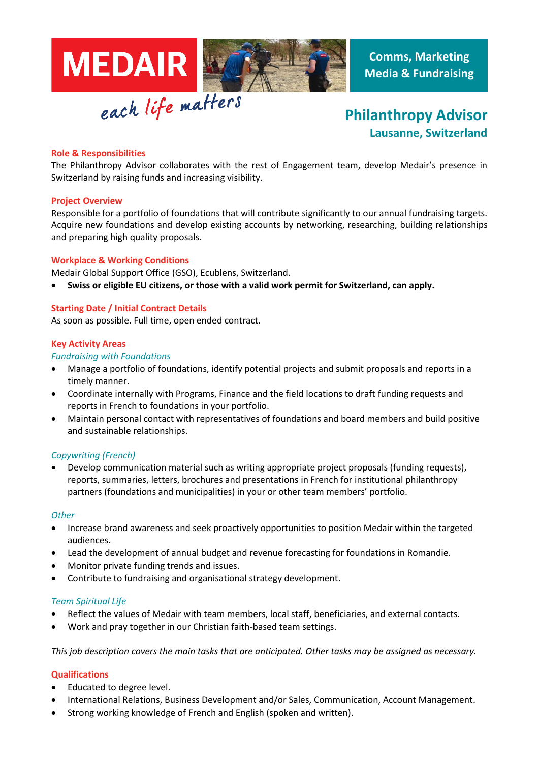MEDAIR

*each life matters*

**Comms, Marketing Media & Fundraising**

# Philanthropy Advisor

## Lausanne, Switzerland

### Role & Responsibilities

The Philanthropy Advisor collaborates with the rest of Engagement team, develop Medair's presence in Switzerland by raising funds and increasing visibility.

### Project Overview

Responsible for a portfolio of foundations that will contribute significantly to our annual fundraising targets. Acquire new foundations and develop existing accounts by networking, researching, building relationships and preparing high quality proposals.

### Workplace & Working Conditions

Medair Global Support Office (GSO), Ecublens, Switzerland.

- **Swiss or eligible EU citizens, or those with a valid work permit for Switzerland, can apply.**

### Starting Date / Initial Contract Details

As soon as possible. Full time, open ended contract.

### Key Activity Areas

*Fundraising with Foundations*

- Manage a portfolio of foundations, identify potential projects and submit proposals and reports in a timely manner.
- Coordinate internally with Programs, Finance and the field locations to draft funding requests and reports in French to foundations in your portfolio.
- Maintain personal contact with representatives of foundations and board members and build positive and sustainable relationships.

*Copywriting (French)*

- Develop communication material such as writing appropriate project proposals (funding requests), reports, summaries, letters, brochures and presentations in French for institutional philanthropy partners (foundations and municipalities) in your or other team members' portfolio.

*Other*

- Increase brand awareness and seek proactively opportunities to position Medair within the targeted audiences.
- Lead the development of annual budget and revenue forecasting for foundations in Romandie.
- Monitor private funding trends and issues.
- Contribute to fundraising and organisational strategy development.

*Team Spiritual Life*

- Reflect the values of Medair with team members, local staff, beneficiaries, and external contacts.
- Work and pray together in our Christian faith-based team settings.

*This job description covers the main tasks that are anticipated. Other tasks may be assigned as necessary.*

### Qualifications

- Educated to degree level.
- International Relations, Business Development and/or Sales, Communication, Account Management.
- Strong working knowledge of French and English (spoken and written).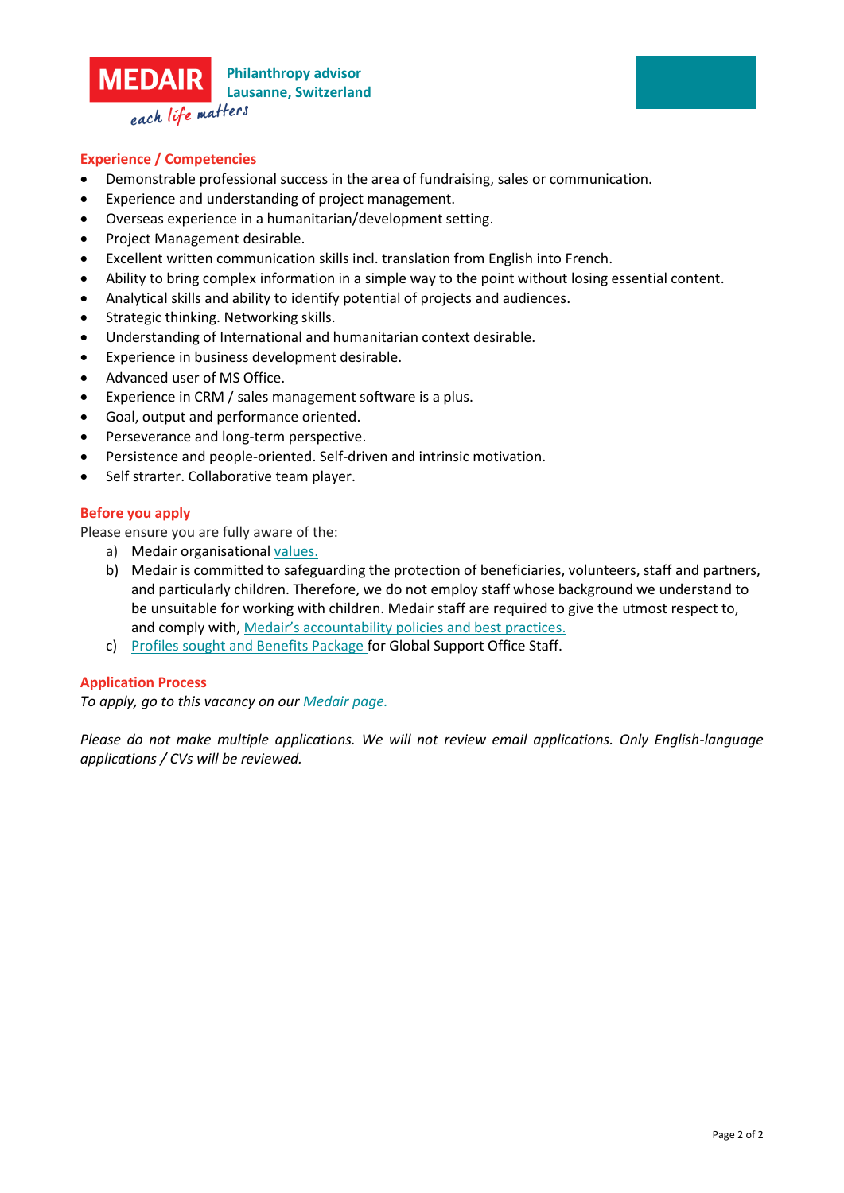MEDAIR each life matters

**Philanthropy advisor**
**Lausanne, Switzerland**

## Experience / Competencies

- Demonstrable professional success in the area of fundraising, sales or communication.
- Experience and understanding of project management.
- Overseas experience in a humanitarian/development setting.
- Project Management desirable.
- Excellent written communication skills incl. translation from English into French.
- Ability to bring complex information in a simple way to the point without losing essential content.
- Analytical skills and ability to identify potential of projects and audiences.
- Strategic thinking. Networking skills.
- Understanding of International and humanitarian context desirable.
- Experience in business development desirable.
- Advanced user of MS Office.
- Experience in CRM / sales management software is a plus.
- Goal, output and performance oriented.
- Perseverance and long-term perspective.
- Persistence and people-oriented. Self-driven and intrinsic motivation.
- Self strarter. Collaborative team player.

## Before you apply

Please ensure you are fully aware of the:

a) Medair organisational values.
b) Medair is committed to safeguarding the protection of beneficiaries, volunteers, staff and partners, and particularly children. Therefore, we do not employ staff whose background we understand to be unsuitable for working with children. Medair staff are required to give the utmost respect to, and comply with, Medair's accountability policies and best practices.
c) Profiles sought and Benefits Package for Global Support Office Staff.

## Application Process

*To apply, go to this vacancy on our Medair page.*

*Please do not make multiple applications. We will not review email applications. Only English-language applications / CVs will be reviewed.*